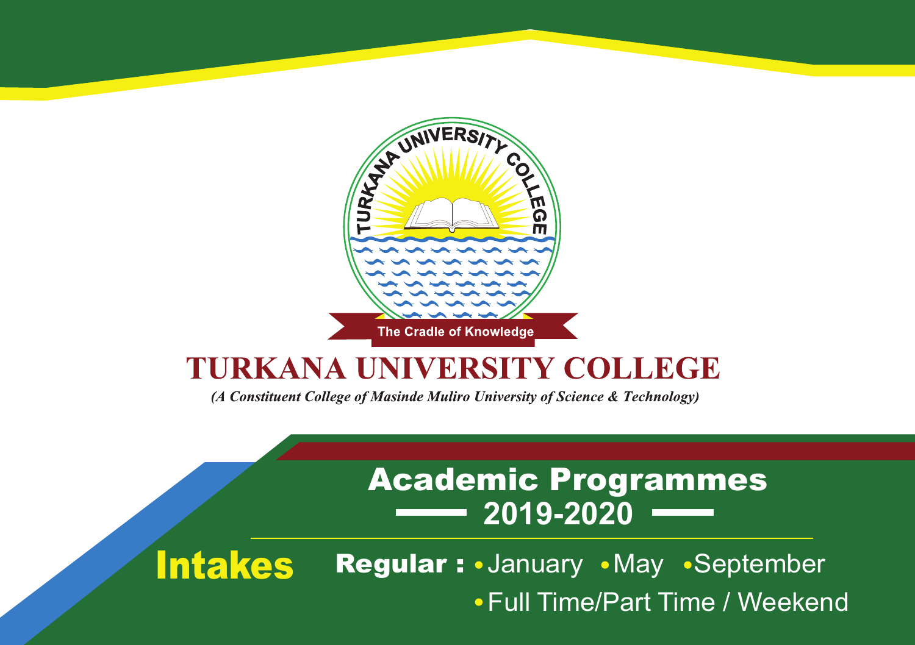TURKANA UNIVERSITY COLLEGE

The Cradle of Knowledge

# TURKANA UNIVERSITY COLLEGE

*(A Constituent College of Masinde Muliro University of Science & Technology)*

## Academic Programmes

## 2019-2020

**Intakes**

**Regular :** • January • May • September

• Full Time/Part Time / Weekend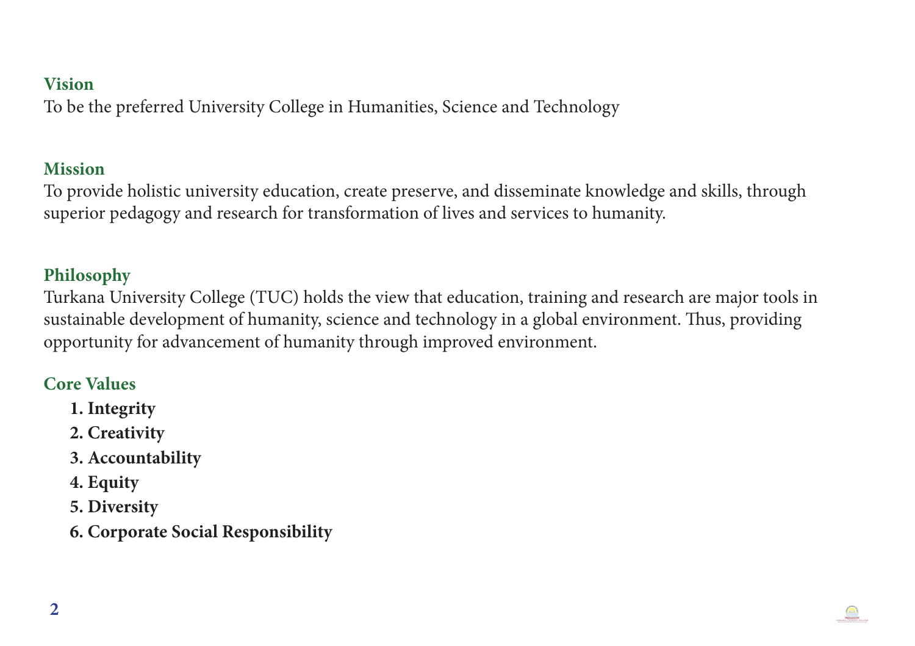## Vision

To be the preferred University College in Humanities, Science and Technology

## Mission

To provide holistic university education, create preserve, and disseminate knowledge and skills, through superior pedagogy and research for transformation of lives and services to humanity.

## Philosophy

Turkana University College (TUC) holds the view that education, training and research are major tools in sustainable development of humanity, science and technology in a global environment. Thus, providing opportunity for advancement of humanity through improved environment.

## Core Values

1. **Integrity**
2. **Creativity**
3. **Accountability**
4. **Equity**
5. **Diversity**
6. **Corporate Social Responsibility**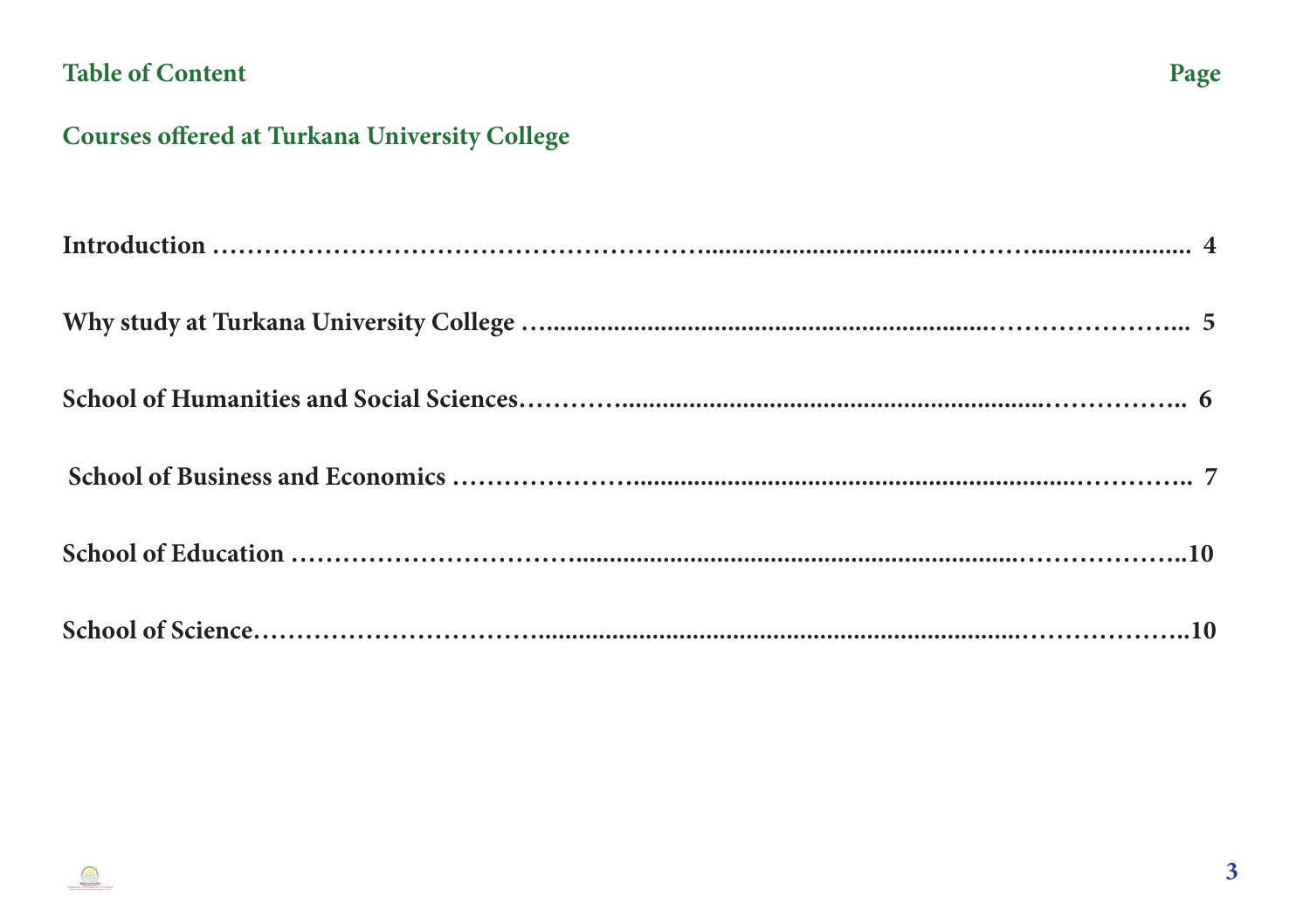## Table of Content

**Page**

## Courses offered at Turkana University College

| | |
|---|---|
| **Introduction** | **4** |
| **Why study at Turkana University College** | **5** |
| **School of Humanities and Social Sciences** | **6** |
| **School of Business and Economics** | **7** |
| **School of Education** | **10** |
| **School of Science** | **10** |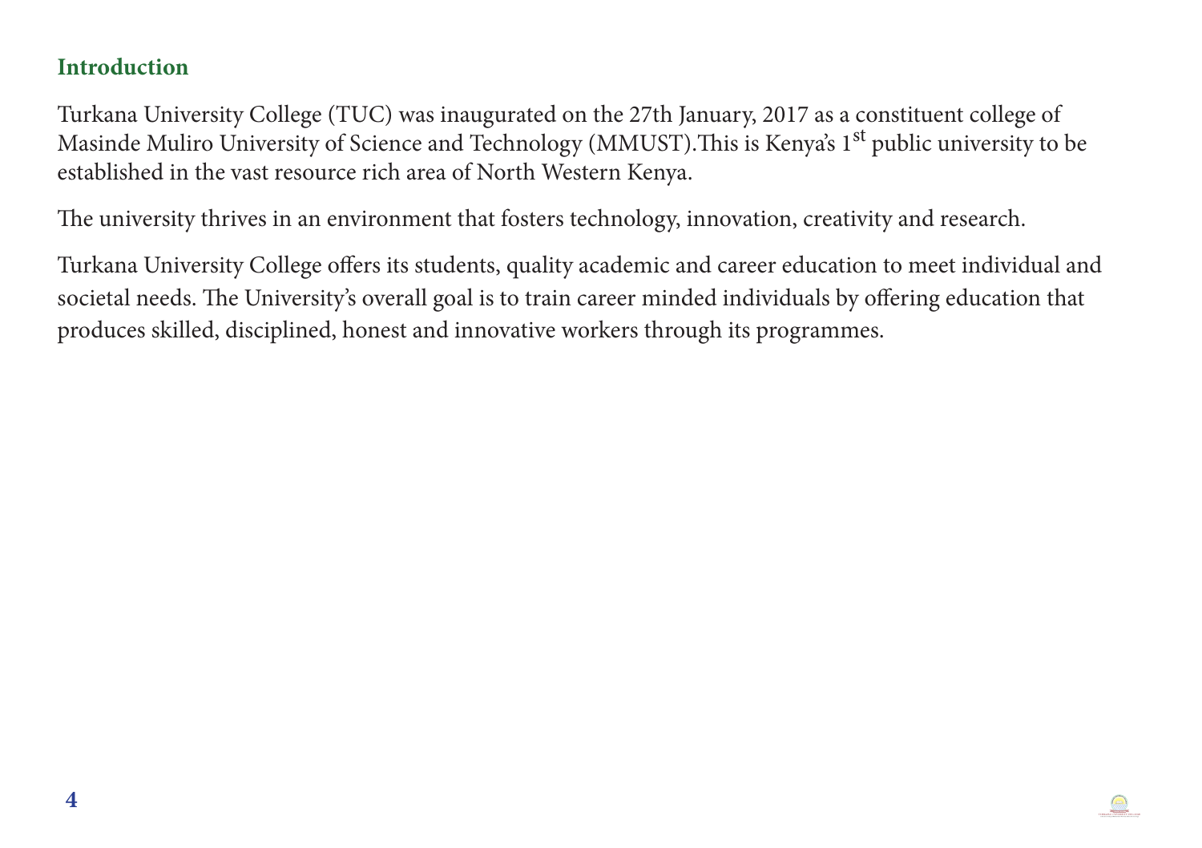## Introduction

Turkana University College (TUC) was inaugurated on the 27th January, 2017 as a constituent college of Masinde Muliro University of Science and Technology (MMUST).This is Kenya's 1st public university to be established in the vast resource rich area of North Western Kenya.

The university thrives in an environment that fosters technology, innovation, creativity and research.

Turkana University College offers its students, quality academic and career education to meet individual and societal needs. The University's overall goal is to train career minded individuals by offering education that produces skilled, disciplined, honest and innovative workers through its programmes.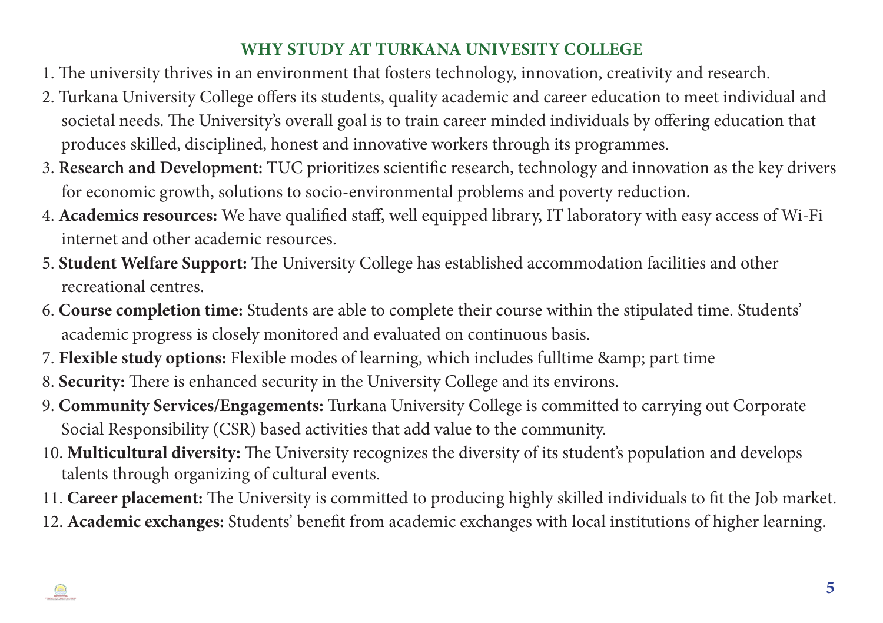## WHY STUDY AT TURKANA UNIVESITY COLLEGE

1. The university thrives in an environment that fosters technology, innovation, creativity and research.
2. Turkana University College offers its students, quality academic and career education to meet individual and societal needs. The University's overall goal is to train career minded individuals by offering education that produces skilled, disciplined, honest and innovative workers through its programmes.
3. **Research and Development:** TUC prioritizes scientific research, technology and innovation as the key drivers for economic growth, solutions to socio-environmental problems and poverty reduction.
4. **Academics resources:** We have qualified staff, well equipped library, IT laboratory with easy access of Wi-Fi internet and other academic resources.
5. **Student Welfare Support:** The University College has established accommodation facilities and other recreational centres.
6. **Course completion time:** Students are able to complete their course within the stipulated time. Students' academic progress is closely monitored and evaluated on continuous basis.
7. **Flexible study options:** Flexible modes of learning, which includes fulltime &amp; part time
8. **Security:** There is enhanced security in the University College and its environs.
9. **Community Services/Engagements:** Turkana University College is committed to carrying out Corporate Social Responsibility (CSR) based activities that add value to the community.
10. **Multicultural diversity:** The University recognizes the diversity of its student's population and develops talents through organizing of cultural events.
11. **Career placement:** The University is committed to producing highly skilled individuals to fit the Job market.
12. **Academic exchanges:** Students' benefit from academic exchanges with local institutions of higher learning.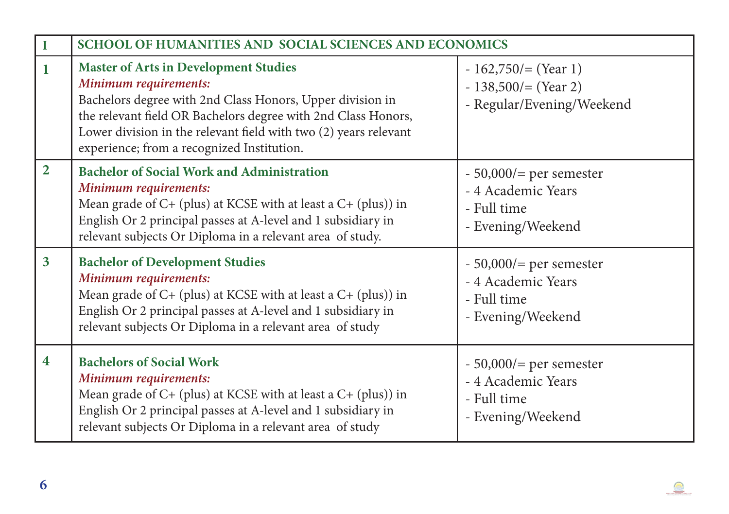| I | SCHOOL OF HUMANITIES AND SOCIAL SCIENCES AND ECONOMICS | |
|---|---|---|
| 1 | **Master of Arts in Development Studies**<br>*Minimum requirements:*<br>Bachelors degree with 2nd Class Honors, Upper division in the relevant field OR Bachelors degree with 2nd Class Honors, Lower division in the relevant field with two (2) years relevant experience; from a recognized Institution. | - 162,750/= (Year 1)<br>- 138,500/= (Year 2)<br>- Regular/Evening/Weekend |
| 2 | **Bachelor of Social Work and Administration**<br>*Minimum requirements:*<br>Mean grade of C+ (plus) at KCSE with at least a C+ (plus)) in English Or 2 principal passes at A-level and 1 subsidiary in relevant subjects Or Diploma in a relevant area of study. | - 50,000/= per semester<br>- 4 Academic Years<br>- Full time<br>- Evening/Weekend |
| 3 | **Bachelor of Development Studies**<br>*Minimum requirements:*<br>Mean grade of C+ (plus) at KCSE with at least a C+ (plus)) in English Or 2 principal passes at A-level and 1 subsidiary in relevant subjects Or Diploma in a relevant area of study | - 50,000/= per semester<br>- 4 Academic Years<br>- Full time<br>- Evening/Weekend |
| 4 | **Bachelors of Social Work**<br>*Minimum requirements:*<br>Mean grade of C+ (plus) at KCSE with at least a C+ (plus)) in English Or 2 principal passes at A-level and 1 subsidiary in relevant subjects Or Diploma in a relevant area of study | - 50,000/= per semester<br>- 4 Academic Years<br>- Full time<br>- Evening/Weekend |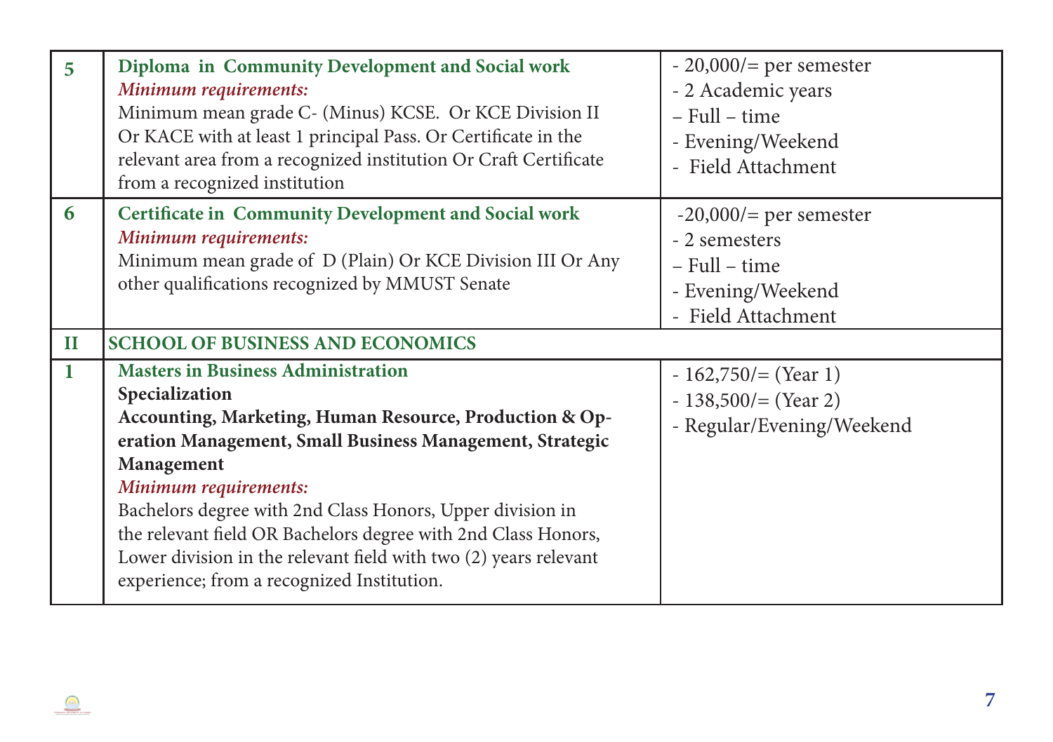| | | |
|---|---|---|
| 5 | **Diploma in Community Development and Social work**<br>*Minimum requirements:*<br>Minimum mean grade C- (Minus) KCSE. Or KCE Division II Or KACE with at least 1 principal Pass. Or Certificate in the relevant area from a recognized institution Or Craft Certificate from a recognized institution | - 20,000/= per semester<br>- 2 Academic years<br>– Full – time<br>- Evening/Weekend<br>- Field Attachment |
| 6 | **Certificate in Community Development and Social work**<br>*Minimum requirements:*<br>Minimum mean grade of D (Plain) Or KCE Division III Or Any other qualifications recognized by MMUST Senate | -20,000/= per semester<br>- 2 semesters<br>– Full – time<br>- Evening/Weekend<br>- Field Attachment |
| **II** | **SCHOOL OF BUSINESS AND ECONOMICS** | |
| 1 | **Masters in Business Administration**<br>**Specialization**<br>**Accounting, Marketing, Human Resource, Production & Operation Management, Small Business Management, Strategic Management**<br>*Minimum requirements:*<br>Bachelors degree with 2nd Class Honors, Upper division in the relevant field OR Bachelors degree with 2nd Class Honors, Lower division in the relevant field with two (2) years relevant experience; from a recognized Institution. | - 162,750/= (Year 1)<br>- 138,500/= (Year 2)<br>- Regular/Evening/Weekend |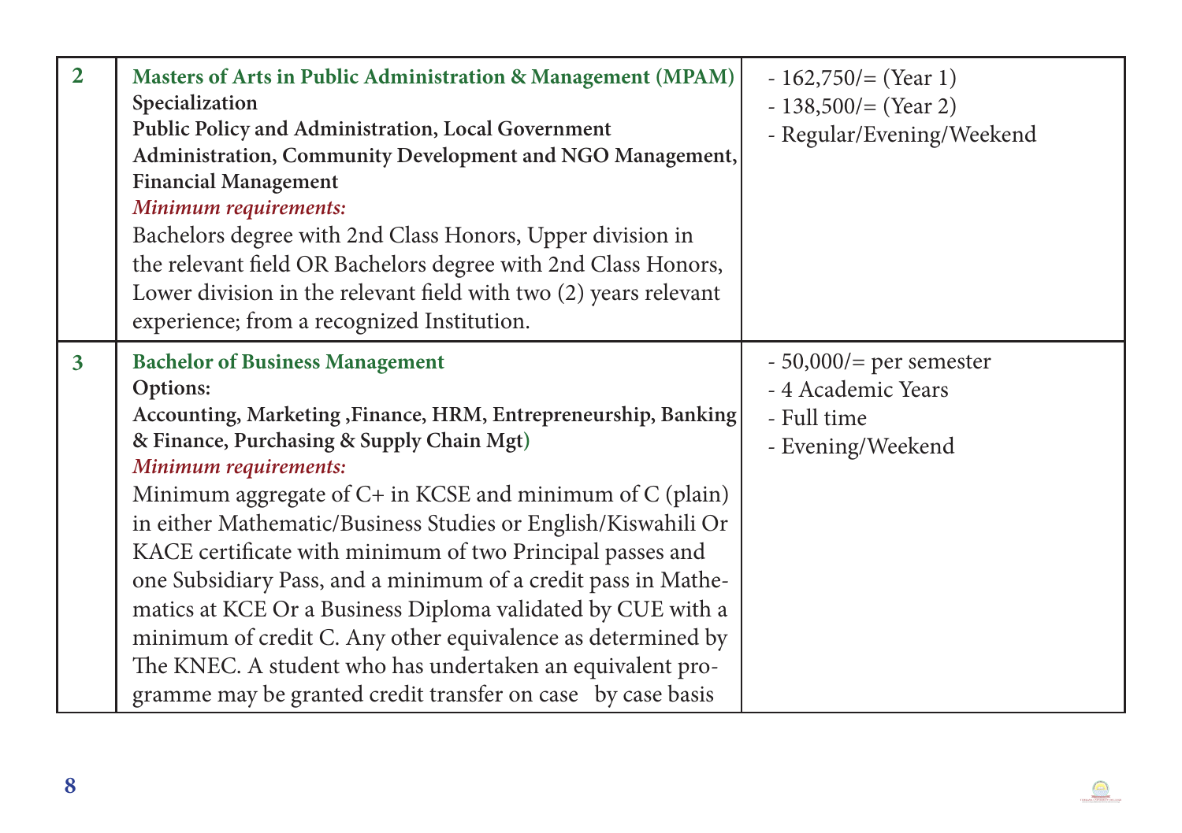| | | |
|---|---|---|
| **2** | **Masters of Arts in Public Administration & Management (MPAM)**<br>**Specialization**<br>**Public Policy and Administration, Local Government Administration, Community Development and NGO Management, Financial Management**<br>***Minimum requirements:***<br>Bachelors degree with 2nd Class Honors, Upper division in the relevant field OR Bachelors degree with 2nd Class Honors, Lower division in the relevant field with two (2) years relevant experience; from a recognized Institution. | - 162,750/= (Year 1)<br>- 138,500/= (Year 2)<br>- Regular/Evening/Weekend |
| **3** | **Bachelor of Business Management**<br>**Options:**<br>**Accounting, Marketing ,Finance, HRM, Entrepreneurship, Banking & Finance, Purchasing & Supply Chain Mgt)**<br>***Minimum requirements:***<br>Minimum aggregate of C+ in KCSE and minimum of C (plain) in either Mathematic/Business Studies or English/Kiswahili Or KACE certificate with minimum of two Principal passes and one Subsidiary Pass, and a minimum of a credit pass in Mathematics at KCE Or a Business Diploma validated by CUE with a minimum of credit C. Any other equivalence as determined by The KNEC. A student who has undertaken an equivalent programme may be granted credit transfer on case by case basis | - 50,000/= per semester<br>- 4 Academic Years<br>- Full time<br>- Evening/Weekend |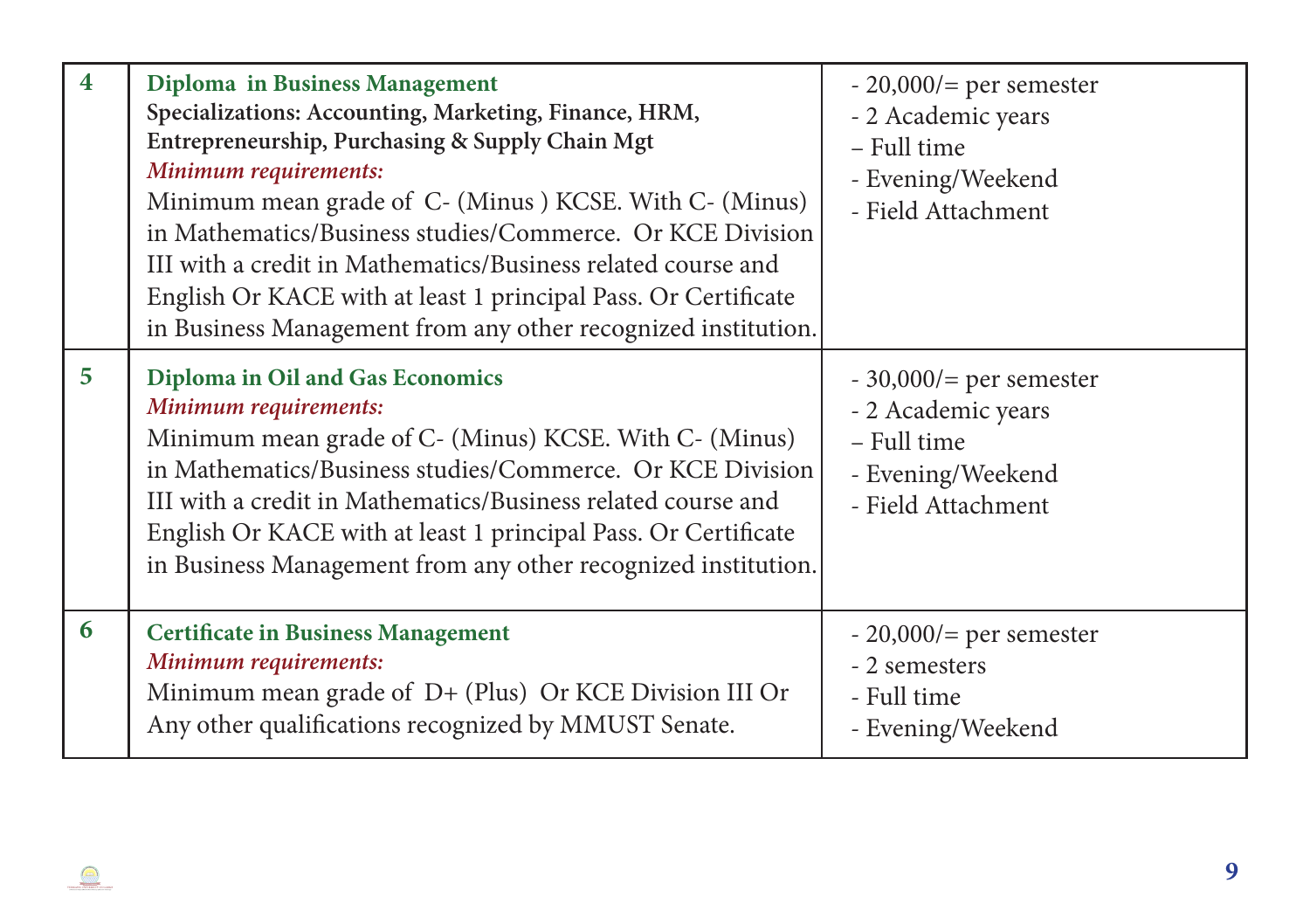| | | |
|---|---|---|
| **4** | **Diploma in Business Management**<br>**Specializations: Accounting, Marketing, Finance, HRM, Entrepreneurship, Purchasing & Supply Chain Mgt**<br>***Minimum requirements:***<br>Minimum mean grade of C- (Minus ) KCSE. With C- (Minus) in Mathematics/Business studies/Commerce. Or KCE Division III with a credit in Mathematics/Business related course and English Or KACE with at least 1 principal Pass. Or Certificate in Business Management from any other recognized institution. | - 20,000/= per semester<br>- 2 Academic years<br>– Full time<br>- Evening/Weekend<br>- Field Attachment |
| **5** | **Diploma in Oil and Gas Economics**<br>***Minimum requirements:***<br>Minimum mean grade of C- (Minus) KCSE. With C- (Minus) in Mathematics/Business studies/Commerce. Or KCE Division III with a credit in Mathematics/Business related course and English Or KACE with at least 1 principal Pass. Or Certificate in Business Management from any other recognized institution. | - 30,000/= per semester<br>- 2 Academic years<br>– Full time<br>- Evening/Weekend<br>- Field Attachment |
| **6** | **Certificate in Business Management**<br>***Minimum requirements:***<br>Minimum mean grade of D+ (Plus) Or KCE Division III Or Any other qualifications recognized by MMUST Senate. | - 20,000/= per semester<br>- 2 semesters<br>- Full time<br>- Evening/Weekend |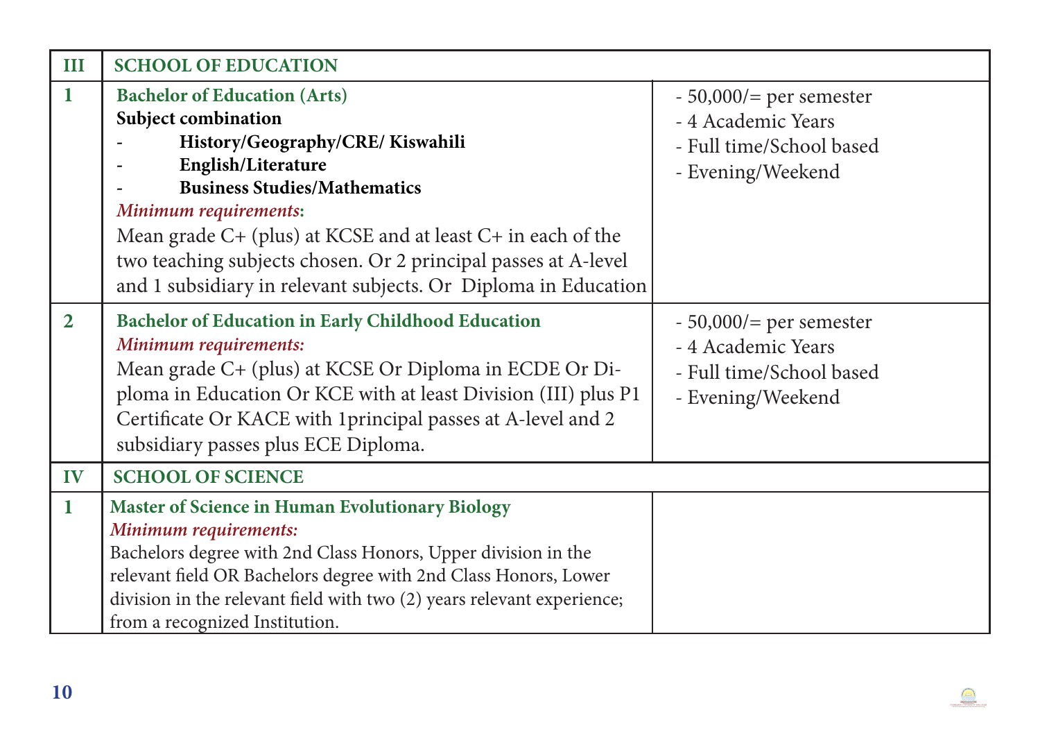| III | SCHOOL OF EDUCATION | |
|---|---|---|
| 1 | **Bachelor of Education (Arts)**<br>**Subject combination**<br>- **History/Geography/CRE/ Kiswahili**<br>- **English/Literature**<br>- **Business Studies/Mathematics**<br>*Minimum requirements*:<br>Mean grade C+ (plus) at KCSE and at least C+ in each of the two teaching subjects chosen. Or 2 principal passes at A-level and 1 subsidiary in relevant subjects. Or Diploma in Education | - 50,000/= per semester<br>- 4 Academic Years<br>- Full time/School based<br>- Evening/Weekend |
| 2 | **Bachelor of Education in Early Childhood Education**<br>*Minimum requirements:*<br>Mean grade C+ (plus) at KCSE Or Diploma in ECDE Or Diploma in Education Or KCE with at least Division (III) plus P1 Certificate Or KACE with 1principal passes at A-level and 2 subsidiary passes plus ECE Diploma. | - 50,000/= per semester<br>- 4 Academic Years<br>- Full time/School based<br>- Evening/Weekend |
| IV | SCHOOL OF SCIENCE | |
| 1 | **Master of Science in Human Evolutionary Biology**<br>*Minimum requirements:*<br>Bachelors degree with 2nd Class Honors, Upper division in the relevant field OR Bachelors degree with 2nd Class Honors, Lower division in the relevant field with two (2) years relevant experience; from a recognized Institution. | |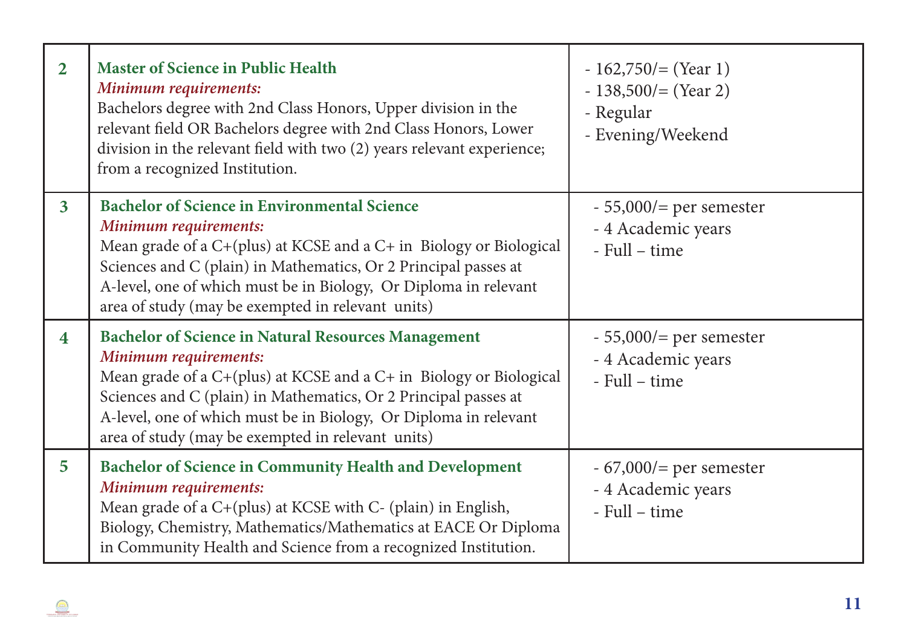| | | |
|---|---|---|
| **2** | **Master of Science in Public Health**<br>*Minimum requirements:*<br>Bachelors degree with 2nd Class Honors, Upper division in the relevant field OR Bachelors degree with 2nd Class Honors, Lower division in the relevant field with two (2) years relevant experience; from a recognized Institution. | - 162,750/= (Year 1)<br>- 138,500/= (Year 2)<br>- Regular<br>- Evening/Weekend |
| **3** | **Bachelor of Science in Environmental Science**<br>*Minimum requirements:*<br>Mean grade of a C+(plus) at KCSE and a C+ in Biology or Biological Sciences and C (plain) in Mathematics, Or 2 Principal passes at A-level, one of which must be in Biology, Or Diploma in relevant area of study (may be exempted in relevant units) | - 55,000/= per semester<br>- 4 Academic years<br>- Full – time |
| **4** | **Bachelor of Science in Natural Resources Management**<br>*Minimum requirements:*<br>Mean grade of a C+(plus) at KCSE and a C+ in Biology or Biological Sciences and C (plain) in Mathematics, Or 2 Principal passes at A-level, one of which must be in Biology, Or Diploma in relevant area of study (may be exempted in relevant units) | - 55,000/= per semester<br>- 4 Academic years<br>- Full – time |
| **5** | **Bachelor of Science in Community Health and Development**<br>*Minimum requirements:*<br>Mean grade of a C+(plus) at KCSE with C- (plain) in English, Biology, Chemistry, Mathematics/Mathematics at EACE Or Diploma in Community Health and Science from a recognized Institution. | - 67,000/= per semester<br>- 4 Academic years<br>- Full – time |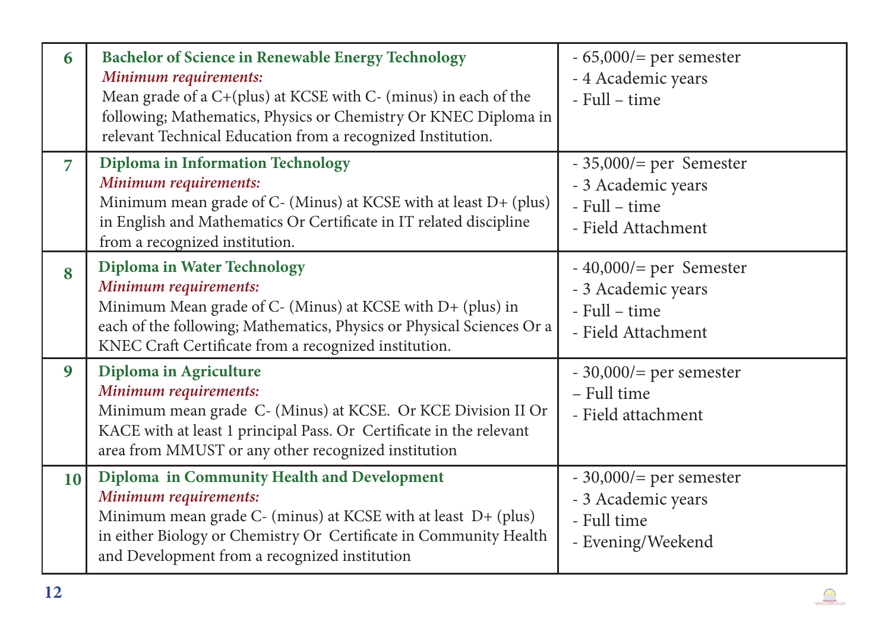| | | |
|---|---|---|
| 6 | **Bachelor of Science in Renewable Energy Technology**<br>*Minimum requirements:*<br>Mean grade of a C+(plus) at KCSE with C- (minus) in each of the following; Mathematics, Physics or Chemistry Or KNEC Diploma in relevant Technical Education from a recognized Institution. | - 65,000/= per semester<br>- 4 Academic years<br>- Full – time |
| 7 | **Diploma in Information Technology**<br>*Minimum requirements:*<br>Minimum mean grade of C- (Minus) at KCSE with at least D+ (plus) in English and Mathematics Or Certificate in IT related discipline from a recognized institution. | - 35,000/= per Semester<br>- 3 Academic years<br>- Full – time<br>- Field Attachment |
| 8 | **Diploma in Water Technology**<br>*Minimum requirements:*<br>Minimum Mean grade of C- (Minus) at KCSE with D+ (plus) in each of the following; Mathematics, Physics or Physical Sciences Or a KNEC Craft Certificate from a recognized institution. | - 40,000/= per Semester<br>- 3 Academic years<br>- Full – time<br>- Field Attachment |
| 9 | **Diploma in Agriculture**<br>*Minimum requirements:*<br>Minimum mean grade C- (Minus) at KCSE. Or KCE Division II Or KACE with at least 1 principal Pass. Or Certificate in the relevant area from MMUST or any other recognized institution | - 30,000/= per semester<br>– Full time<br>- Field attachment |
| 10 | **Diploma in Community Health and Development**<br>*Minimum requirements:*<br>Minimum mean grade C- (minus) at KCSE with at least D+ (plus) in either Biology or Chemistry Or Certificate in Community Health and Development from a recognized institution | - 30,000/= per semester<br>- 3 Academic years<br>- Full time<br>- Evening/Weekend |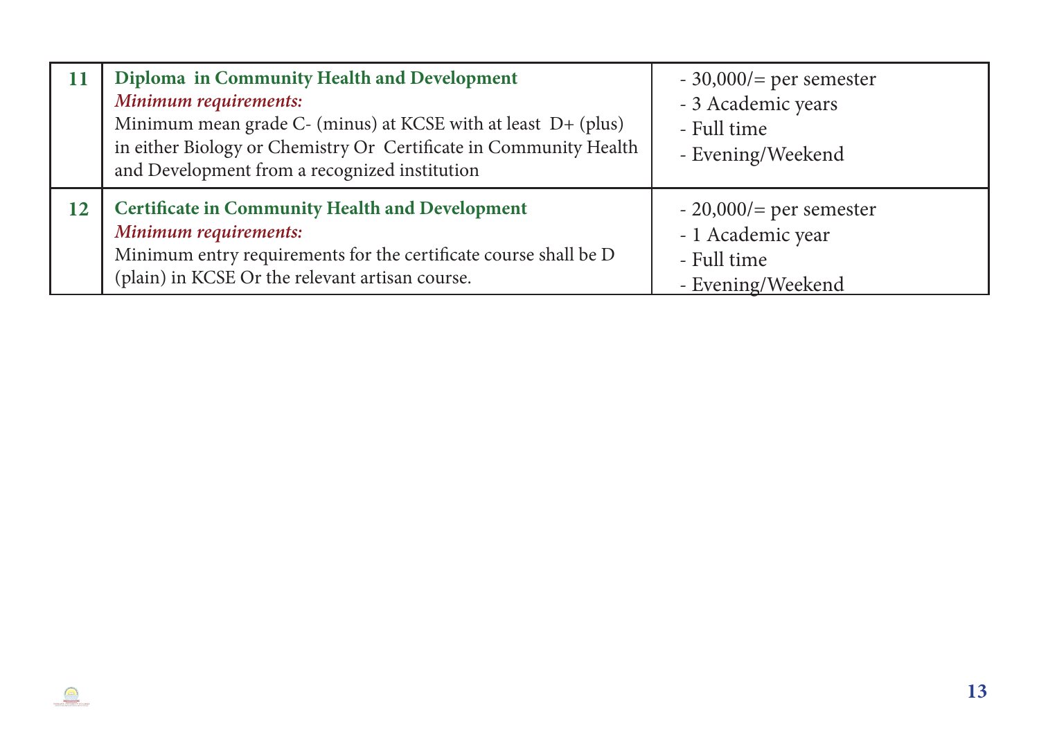| | | |
|---|---|---|
| **11** | **Diploma in Community Health and Development**<br>***Minimum requirements:***<br>Minimum mean grade C- (minus) at KCSE with at least D+ (plus) in either Biology or Chemistry Or Certificate in Community Health and Development from a recognized institution | - 30,000/= per semester<br>- 3 Academic years<br>- Full time<br>- Evening/Weekend |
| **12** | **Certificate in Community Health and Development**<br>***Minimum requirements:***<br>Minimum entry requirements for the certificate course shall be D (plain) in KCSE Or the relevant artisan course. | - 20,000/= per semester<br>- 1 Academic year<br>- Full time<br>- Evening/Weekend |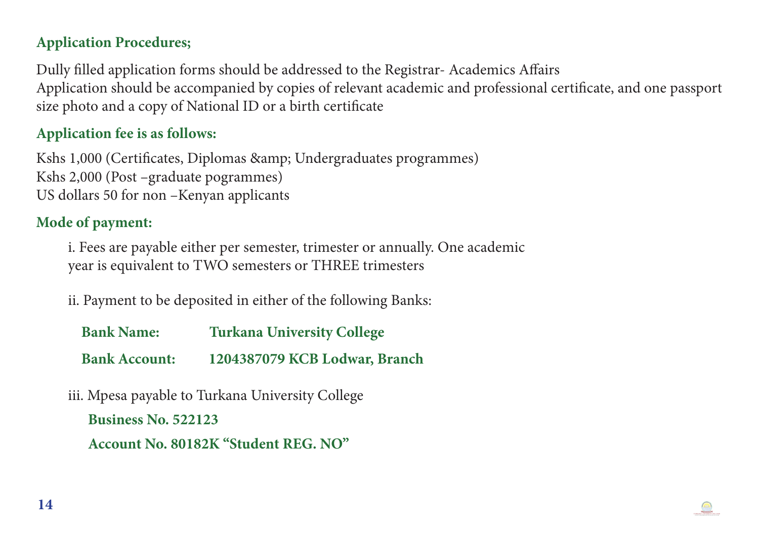## Application Procedures;

Dully filled application forms should be addressed to the Registrar- Academics Affairs
Application should be accompanied by copies of relevant academic and professional certificate, and one passport size photo and a copy of National ID or a birth certificate

## Application fee is as follows:

Kshs 1,000 (Certificates, Diplomas &amp; Undergraduates programmes)
Kshs 2,000 (Post –graduate pogrammes)
US dollars 50 for non –Kenyan applicants

## Mode of payment:

i. Fees are payable either per semester, trimester or annually. One academic year is equivalent to TWO semesters or THREE trimesters

ii. Payment to be deposited in either of the following Banks:

**Bank Name:** **Turkana University College**

**Bank Account:** **1204387079 KCB Lodwar, Branch**

iii. Mpesa payable to Turkana University College

**Business No. 522123**

**Account No. 80182K "Student REG. NO"**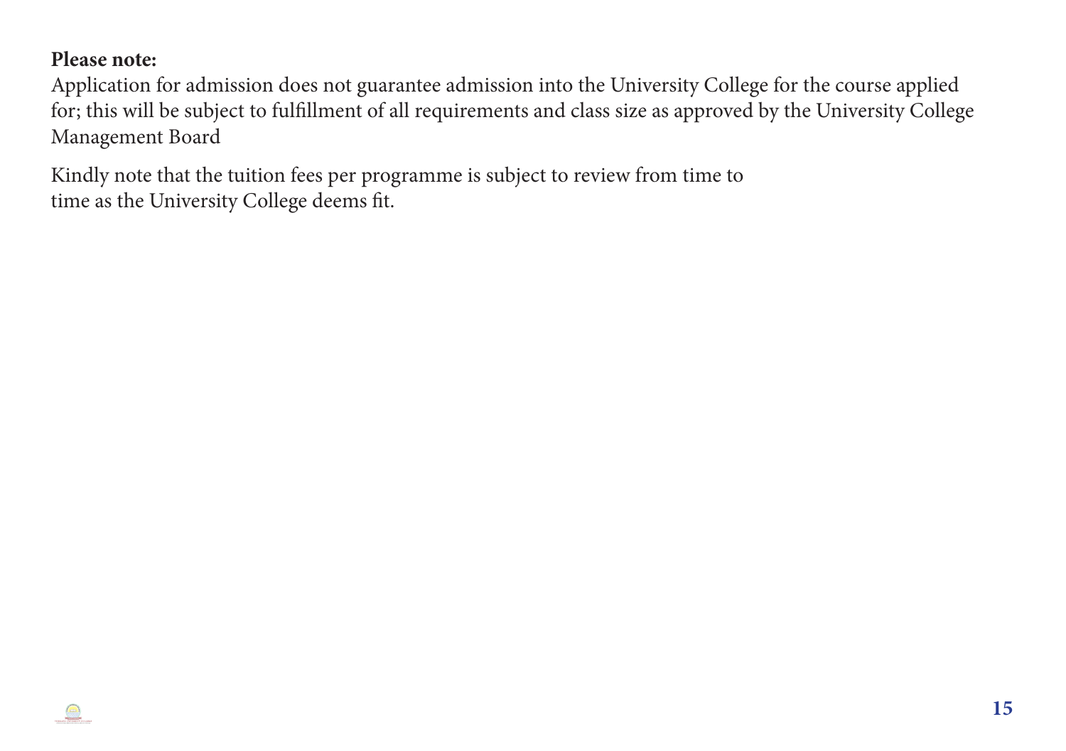**Please note:**

Application for admission does not guarantee admission into the University College for the course applied for; this will be subject to fulfillment of all requirements and class size as approved by the University College Management Board

Kindly note that the tuition fees per programme is subject to review from time to time as the University College deems fit.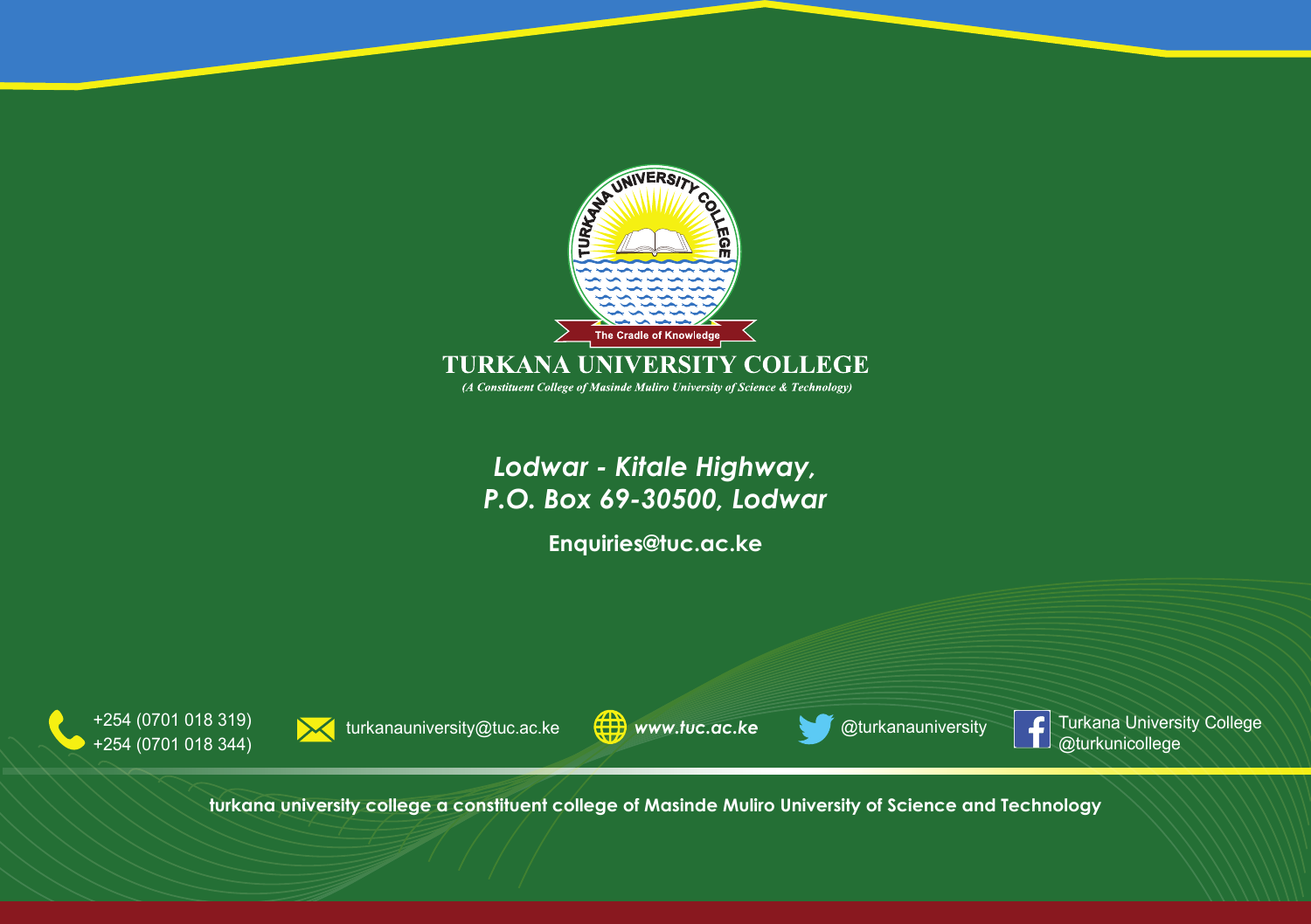TURKANA UNIVERSITY COLLEGE

The Cradle of Knowledge

# TURKANA UNIVERSITY COLLEGE

*(A Constituent College of Masinde Muliro University of Science & Technology)*

***Lodwar - Kitale Highway,***
***P.O. Box 69-30500, Lodwar***

**Enquiries@tuc.ac.ke**

+254 (0701 018 319)
+254 (0701 018 344)

turkanauniversity@tuc.ac.ke

***www.tuc.ac.ke***

@turkanauniversity

Turkana University College
@turkunicollege

**turkana university college a constituent college of Masinde Muliro University of Science and Technology**